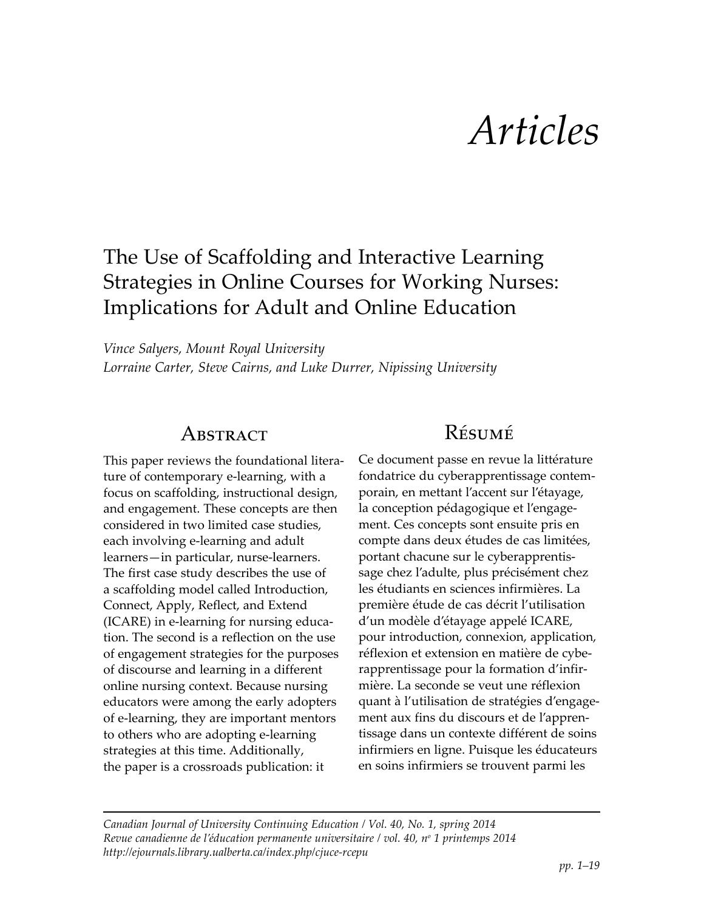# Articles

## The Use of Scaffolding and Interactive Learning Strategies in Online Courses for Working Nurses: Implications for Adult and Online Education

*Vince Salyers, Mount Royal University*
*Lorraine Carter, Steve Cairns, and Luke Durrer, Nipissing University*

### Abstract

This paper reviews the foundational literature of contemporary e-learning, with a focus on scaffolding, instructional design, and engagement. These concepts are then considered in two limited case studies, each involving e-learning and adult learners—in particular, nurse-learners. The first case study describes the use of a scaffolding model called Introduction, Connect, Apply, Reflect, and Extend (ICARE) in e-learning for nursing education. The second is a reflection on the use of engagement strategies for the purposes of discourse and learning in a different online nursing context. Because nursing educators were among the early adopters of e-learning, they are important mentors to others who are adopting e-learning strategies at this time. Additionally, the paper is a crossroads publication: it

### Résumé

Ce document passe en revue la littérature fondatrice du cyberapprentissage contemporain, en mettant l'accent sur l'étayage, la conception pédagogique et l'engagement. Ces concepts sont ensuite pris en compte dans deux études de cas limitées, portant chacune sur le cyberapprentissage chez l'adulte, plus précisément chez les étudiants en sciences infirmières. La première étude de cas décrit l'utilisation d'un modèle d'étayage appelé ICARE, pour introduction, connexion, application, réflexion et extension en matière de cyberapprentissage pour la formation d'infirmière. La seconde se veut une réflexion quant à l'utilisation de stratégies d'engagement aux fins du discours et de l'apprentissage dans un contexte différent de soins infirmiers en ligne. Puisque les éducateurs en soins infirmiers se trouvent parmi les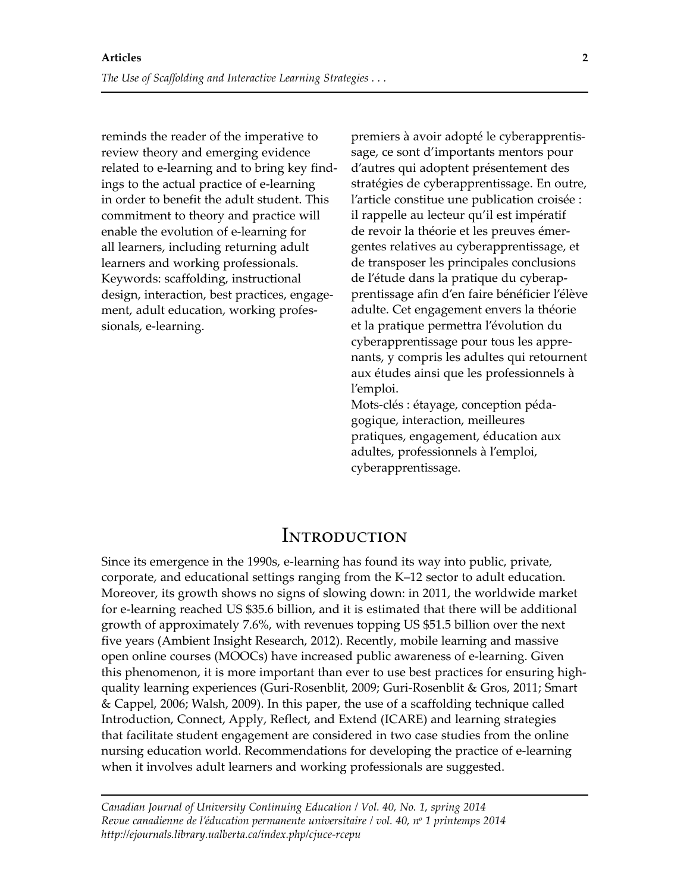reminds the reader of the imperative to review theory and emerging evidence related to e-learning and to bring key findings to the actual practice of e-learning in order to benefit the adult student. This commitment to theory and practice will enable the evolution of e-learning for all learners, including returning adult learners and working professionals.

Keywords: scaffolding, instructional design, interaction, best practices, engagement, adult education, working professionals, e-learning.

premiers à avoir adopté le cyberapprentissage, ce sont d'importants mentors pour d'autres qui adoptent présentement des stratégies de cyberapprentissage. En outre, l'article constitue une publication croisée : il rappelle au lecteur qu'il est impératif de revoir la théorie et les preuves émergentes relatives au cyberapprentissage, et de transposer les principales conclusions de l'étude dans la pratique du cyberapprentissage afin d'en faire bénéficier l'élève adulte. Cet engagement envers la théorie et la pratique permettra l'évolution du cyberapprentissage pour tous les apprenants, y compris les adultes qui retournent aux études ainsi que les professionnels à l'emploi.

Mots-clés : étayage, conception pédagogique, interaction, meilleures pratiques, engagement, éducation aux adultes, professionnels à l'emploi, cyberapprentissage.

## Introduction

Since its emergence in the 1990s, e-learning has found its way into public, private, corporate, and educational settings ranging from the K–12 sector to adult education. Moreover, its growth shows no signs of slowing down: in 2011, the worldwide market for e-learning reached US $35.6 billion, and it is estimated that there will be additional growth of approximately 7.6%, with revenues topping US $51.5 billion over the next five years (Ambient Insight Research, 2012). Recently, mobile learning and massive open online courses (MOOCs) have increased public awareness of e-learning. Given this phenomenon, it is more important than ever to use best practices for ensuring high-quality learning experiences (Guri-Rosenblit, 2009; Guri-Rosenblit & Gros, 2011; Smart & Cappel, 2006; Walsh, 2009). In this paper, the use of a scaffolding technique called Introduction, Connect, Apply, Reflect, and Extend (ICARE) and learning strategies that facilitate student engagement are considered in two case studies from the online nursing education world. Recommendations for developing the practice of e-learning when it involves adult learners and working professionals are suggested.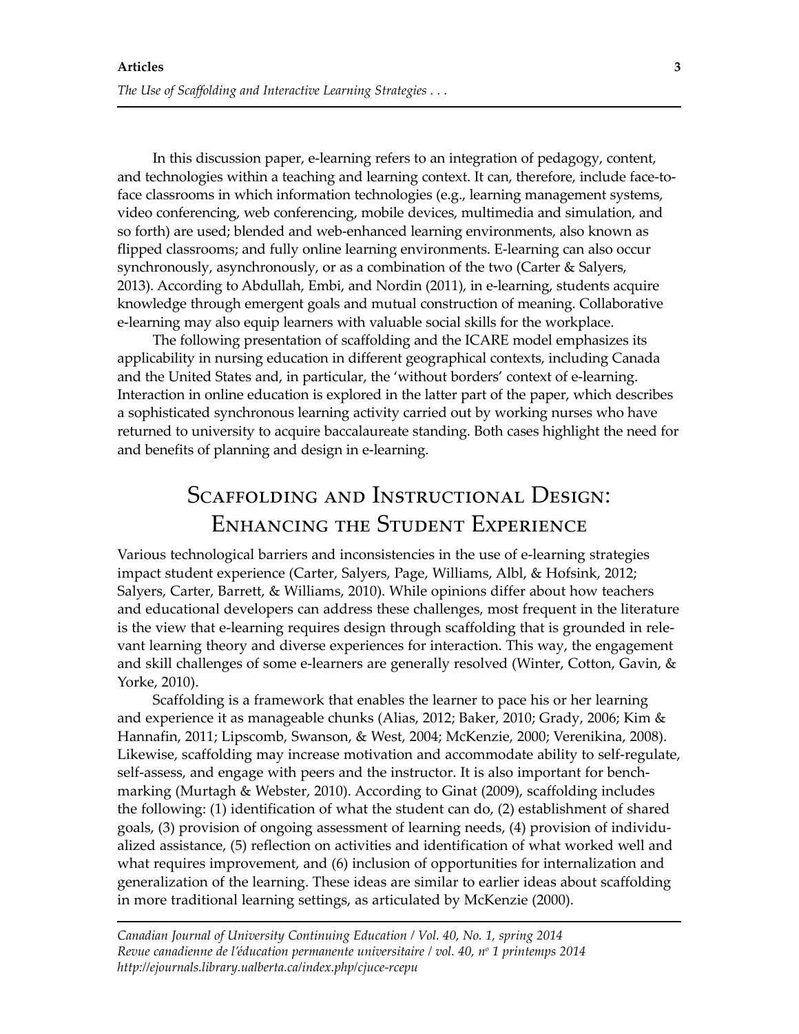In this discussion paper, e-learning refers to an integration of pedagogy, content, and technologies within a teaching and learning context. It can, therefore, include face-to-face classrooms in which information technologies (e.g., learning management systems, video conferencing, web conferencing, mobile devices, multimedia and simulation, and so forth) are used; blended and web-enhanced learning environments, also known as flipped classrooms; and fully online learning environments. E-learning can also occur synchronously, asynchronously, or as a combination of the two (Carter & Salyers, 2013). According to Abdullah, Embi, and Nordin (2011), in e-learning, students acquire knowledge through emergent goals and mutual construction of meaning. Collaborative e-learning may also equip learners with valuable social skills for the workplace.

The following presentation of scaffolding and the ICARE model emphasizes its applicability in nursing education in different geographical contexts, including Canada and the United States and, in particular, the 'without borders' context of e-learning. Interaction in online education is explored in the latter part of the paper, which describes a sophisticated synchronous learning activity carried out by working nurses who have returned to university to acquire baccalaureate standing. Both cases highlight the need for and benefits of planning and design in e-learning.

## Scaffolding and Instructional Design: Enhancing the Student Experience

Various technological barriers and inconsistencies in the use of e-learning strategies impact student experience (Carter, Salyers, Page, Williams, Albl, & Hofsink, 2012; Salyers, Carter, Barrett, & Williams, 2010). While opinions differ about how teachers and educational developers can address these challenges, most frequent in the literature is the view that e-learning requires design through scaffolding that is grounded in relevant learning theory and diverse experiences for interaction. This way, the engagement and skill challenges of some e-learners are generally resolved (Winter, Cotton, Gavin, & Yorke, 2010).

Scaffolding is a framework that enables the learner to pace his or her learning and experience it as manageable chunks (Alias, 2012; Baker, 2010; Grady, 2006; Kim & Hannafin, 2011; Lipscomb, Swanson, & West, 2004; McKenzie, 2000; Verenikina, 2008). Likewise, scaffolding may increase motivation and accommodate ability to self-regulate, self-assess, and engage with peers and the instructor. It is also important for benchmarking (Murtagh & Webster, 2010). According to Ginat (2009), scaffolding includes the following: (1) identification of what the student can do, (2) establishment of shared goals, (3) provision of ongoing assessment of learning needs, (4) provision of individualized assistance, (5) reflection on activities and identification of what worked well and what requires improvement, and (6) inclusion of opportunities for internalization and generalization of the learning. These ideas are similar to earlier ideas about scaffolding in more traditional learning settings, as articulated by McKenzie (2000).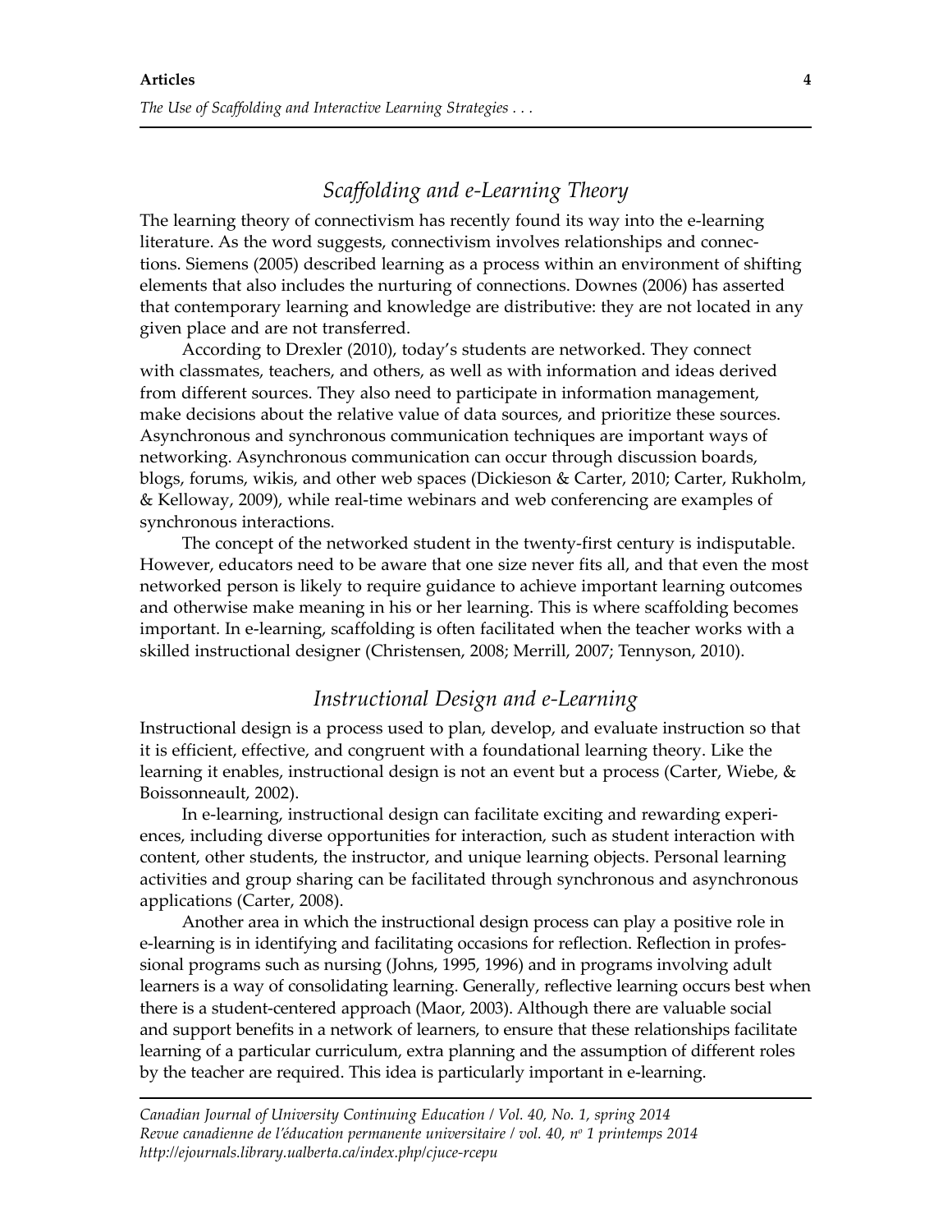## *Scaffolding and e-Learning Theory*

The learning theory of connectivism has recently found its way into the e-learning literature. As the word suggests, connectivism involves relationships and connections. Siemens (2005) described learning as a process within an environment of shifting elements that also includes the nurturing of connections. Downes (2006) has asserted that contemporary learning and knowledge are distributive: they are not located in any given place and are not transferred.

According to Drexler (2010), today's students are networked. They connect with classmates, teachers, and others, as well as with information and ideas derived from different sources. They also need to participate in information management, make decisions about the relative value of data sources, and prioritize these sources. Asynchronous and synchronous communication techniques are important ways of networking. Asynchronous communication can occur through discussion boards, blogs, forums, wikis, and other web spaces (Dickieson & Carter, 2010; Carter, Rukholm, & Kelloway, 2009), while real-time webinars and web conferencing are examples of synchronous interactions.

The concept of the networked student in the twenty-first century is indisputable. However, educators need to be aware that one size never fits all, and that even the most networked person is likely to require guidance to achieve important learning outcomes and otherwise make meaning in his or her learning. This is where scaffolding becomes important. In e-learning, scaffolding is often facilitated when the teacher works with a skilled instructional designer (Christensen, 2008; Merrill, 2007; Tennyson, 2010).

## *Instructional Design and e-Learning*

Instructional design is a process used to plan, develop, and evaluate instruction so that it is efficient, effective, and congruent with a foundational learning theory. Like the learning it enables, instructional design is not an event but a process (Carter, Wiebe, & Boissonneault, 2002).

In e-learning, instructional design can facilitate exciting and rewarding experiences, including diverse opportunities for interaction, such as student interaction with content, other students, the instructor, and unique learning objects. Personal learning activities and group sharing can be facilitated through synchronous and asynchronous applications (Carter, 2008).

Another area in which the instructional design process can play a positive role in e-learning is in identifying and facilitating occasions for reflection. Reflection in professional programs such as nursing (Johns, 1995, 1996) and in programs involving adult learners is a way of consolidating learning. Generally, reflective learning occurs best when there is a student-centered approach (Maor, 2003). Although there are valuable social and support benefits in a network of learners, to ensure that these relationships facilitate learning of a particular curriculum, extra planning and the assumption of different roles by the teacher are required. This idea is particularly important in e-learning.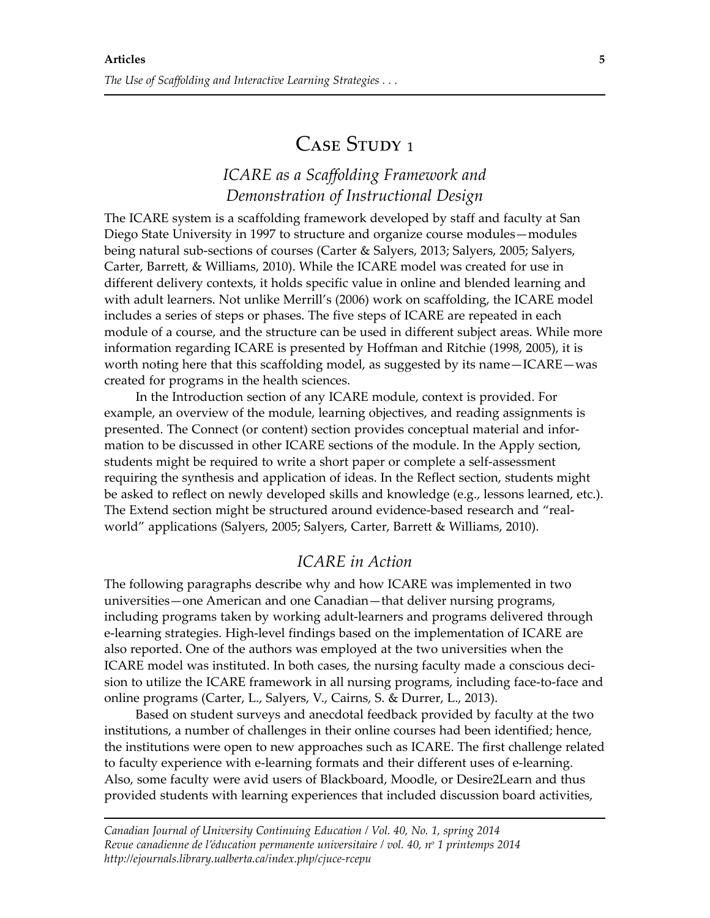# Case Study 1

## *ICARE as a Scaffolding Framework and Demonstration of Instructional Design*

The ICARE system is a scaffolding framework developed by staff and faculty at San Diego State University in 1997 to structure and organize course modules—modules being natural sub-sections of courses (Carter & Salyers, 2013; Salyers, 2005; Salyers, Carter, Barrett, & Williams, 2010). While the ICARE model was created for use in different delivery contexts, it holds specific value in online and blended learning and with adult learners. Not unlike Merrill's (2006) work on scaffolding, the ICARE model includes a series of steps or phases. The five steps of ICARE are repeated in each module of a course, and the structure can be used in different subject areas. While more information regarding ICARE is presented by Hoffman and Ritchie (1998, 2005), it is worth noting here that this scaffolding model, as suggested by its name—ICARE—was created for programs in the health sciences.

In the Introduction section of any ICARE module, context is provided. For example, an overview of the module, learning objectives, and reading assignments is presented. The Connect (or content) section provides conceptual material and information to be discussed in other ICARE sections of the module. In the Apply section, students might be required to write a short paper or complete a self-assessment requiring the synthesis and application of ideas. In the Reflect section, students might be asked to reflect on newly developed skills and knowledge (e.g., lessons learned, etc.). The Extend section might be structured around evidence-based research and "real-world" applications (Salyers, 2005; Salyers, Carter, Barrett & Williams, 2010).

## *ICARE in Action*

The following paragraphs describe why and how ICARE was implemented in two universities—one American and one Canadian—that deliver nursing programs, including programs taken by working adult-learners and programs delivered through e-learning strategies. High-level findings based on the implementation of ICARE are also reported. One of the authors was employed at the two universities when the ICARE model was instituted. In both cases, the nursing faculty made a conscious decision to utilize the ICARE framework in all nursing programs, including face-to-face and online programs (Carter, L., Salyers, V., Cairns, S. & Durrer, L., 2013).

Based on student surveys and anecdotal feedback provided by faculty at the two institutions, a number of challenges in their online courses had been identified; hence, the institutions were open to new approaches such as ICARE. The first challenge related to faculty experience with e-learning formats and their different uses of e-learning. Also, some faculty were avid users of Blackboard, Moodle, or Desire2Learn and thus provided students with learning experiences that included discussion board activities,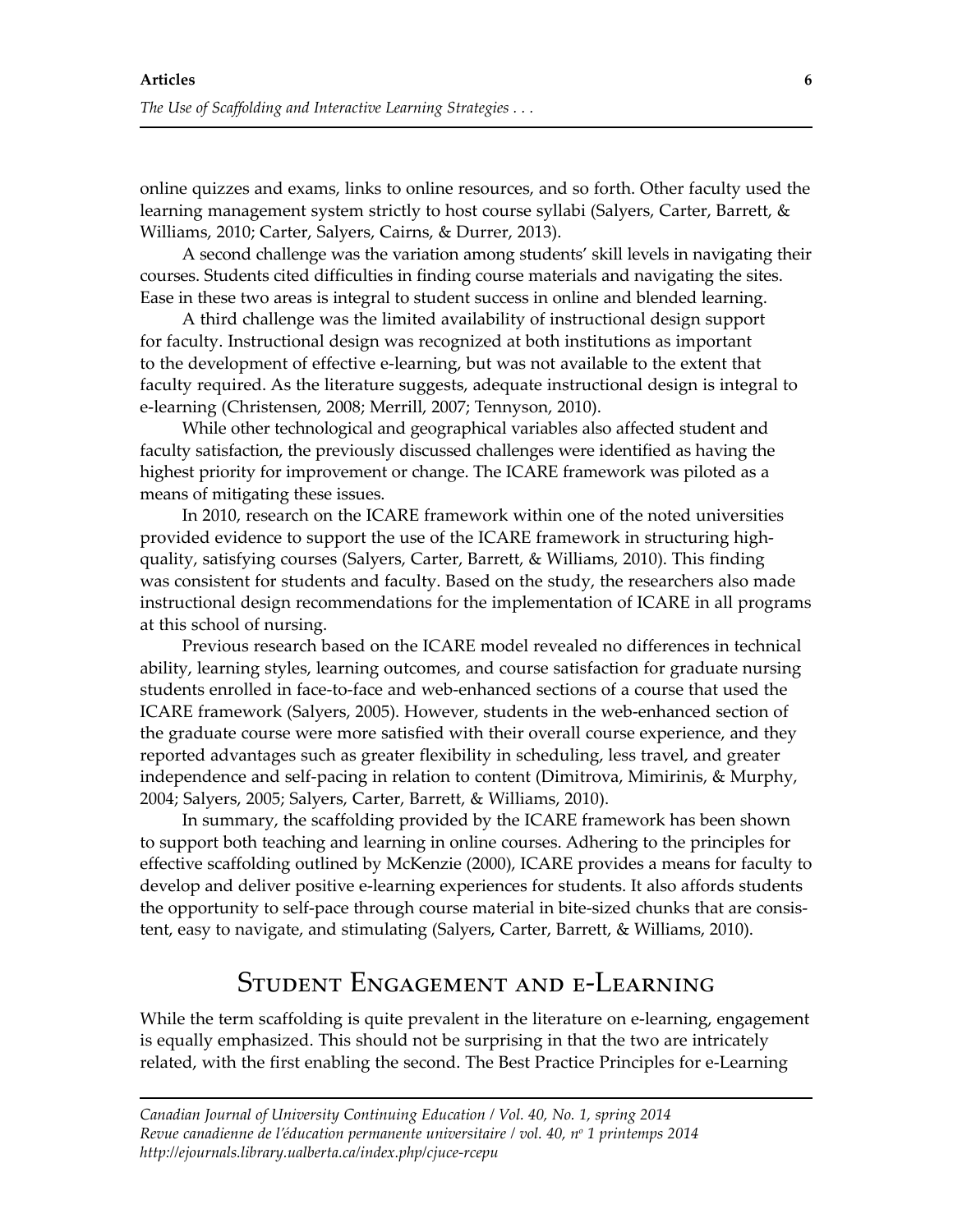online quizzes and exams, links to online resources, and so forth. Other faculty used the learning management system strictly to host course syllabi (Salyers, Carter, Barrett, & Williams, 2010; Carter, Salyers, Cairns, & Durrer, 2013).

A second challenge was the variation among students' skill levels in navigating their courses. Students cited difficulties in finding course materials and navigating the sites. Ease in these two areas is integral to student success in online and blended learning.

A third challenge was the limited availability of instructional design support for faculty. Instructional design was recognized at both institutions as important to the development of effective e-learning, but was not available to the extent that faculty required. As the literature suggests, adequate instructional design is integral to e-learning (Christensen, 2008; Merrill, 2007; Tennyson, 2010).

While other technological and geographical variables also affected student and faculty satisfaction, the previously discussed challenges were identified as having the highest priority for improvement or change. The ICARE framework was piloted as a means of mitigating these issues.

In 2010, research on the ICARE framework within one of the noted universities provided evidence to support the use of the ICARE framework in structuring high-quality, satisfying courses (Salyers, Carter, Barrett, & Williams, 2010). This finding was consistent for students and faculty. Based on the study, the researchers also made instructional design recommendations for the implementation of ICARE in all programs at this school of nursing.

Previous research based on the ICARE model revealed no differences in technical ability, learning styles, learning outcomes, and course satisfaction for graduate nursing students enrolled in face-to-face and web-enhanced sections of a course that used the ICARE framework (Salyers, 2005). However, students in the web-enhanced section of the graduate course were more satisfied with their overall course experience, and they reported advantages such as greater flexibility in scheduling, less travel, and greater independence and self-pacing in relation to content (Dimitrova, Mimirinis, & Murphy, 2004; Salyers, 2005; Salyers, Carter, Barrett, & Williams, 2010).

In summary, the scaffolding provided by the ICARE framework has been shown to support both teaching and learning in online courses. Adhering to the principles for effective scaffolding outlined by McKenzie (2000), ICARE provides a means for faculty to develop and deliver positive e-learning experiences for students. It also affords students the opportunity to self-pace through course material in bite-sized chunks that are consistent, easy to navigate, and stimulating (Salyers, Carter, Barrett, & Williams, 2010).

## Student Engagement and e-Learning

While the term scaffolding is quite prevalent in the literature on e-learning, engagement is equally emphasized. This should not be surprising in that the two are intricately related, with the first enabling the second. The Best Practice Principles for e-Learning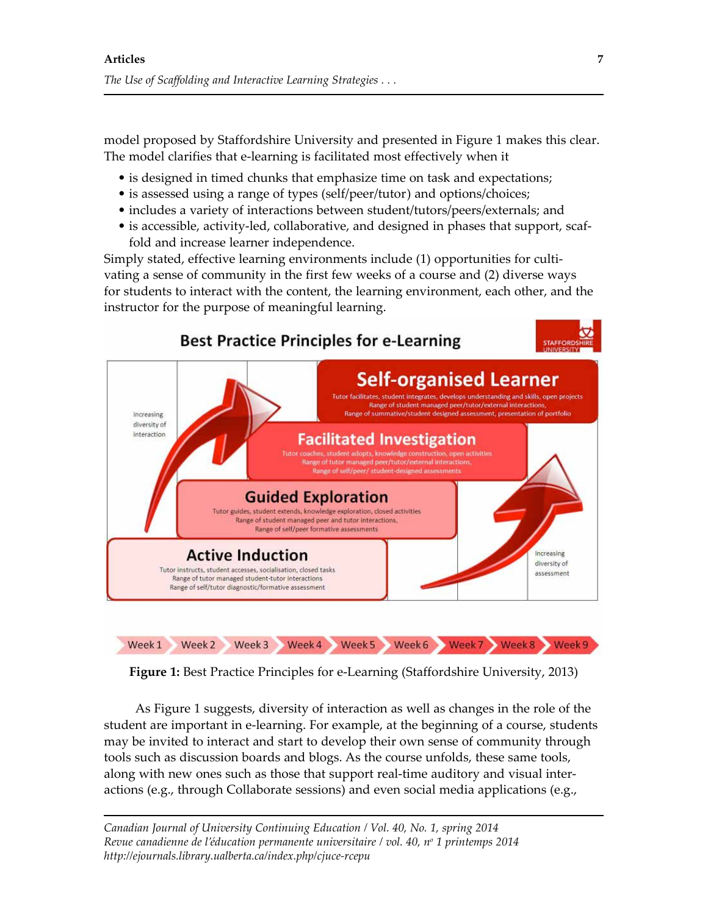model proposed by Staffordshire University and presented in Figure 1 makes this clear. The model clarifies that e-learning is facilitated most effectively when it

- is designed in timed chunks that emphasize time on task and expectations;
- is assessed using a range of types (self/peer/tutor) and options/choices;
- includes a variety of interactions between student/tutors/peers/externals; and
- is accessible, activity-led, collaborative, and designed in phases that support, scaffold and increase learner independence.

Simply stated, effective learning environments include (1) opportunities for cultivating a sense of community in the first few weeks of a course and (2) diverse ways for students to interact with the content, the learning environment, each other, and the instructor for the purpose of meaningful learning.

**Figure 1:** Best Practice Principles for e-Learning (Staffordshire University, 2013)

As Figure 1 suggests, diversity of interaction as well as changes in the role of the student are important in e-learning. For example, at the beginning of a course, students may be invited to interact and start to develop their own sense of community through tools such as discussion boards and blogs. As the course unfolds, these same tools, along with new ones such as those that support real-time auditory and visual interactions (e.g., through Collaborate sessions) and even social media applications (e.g.,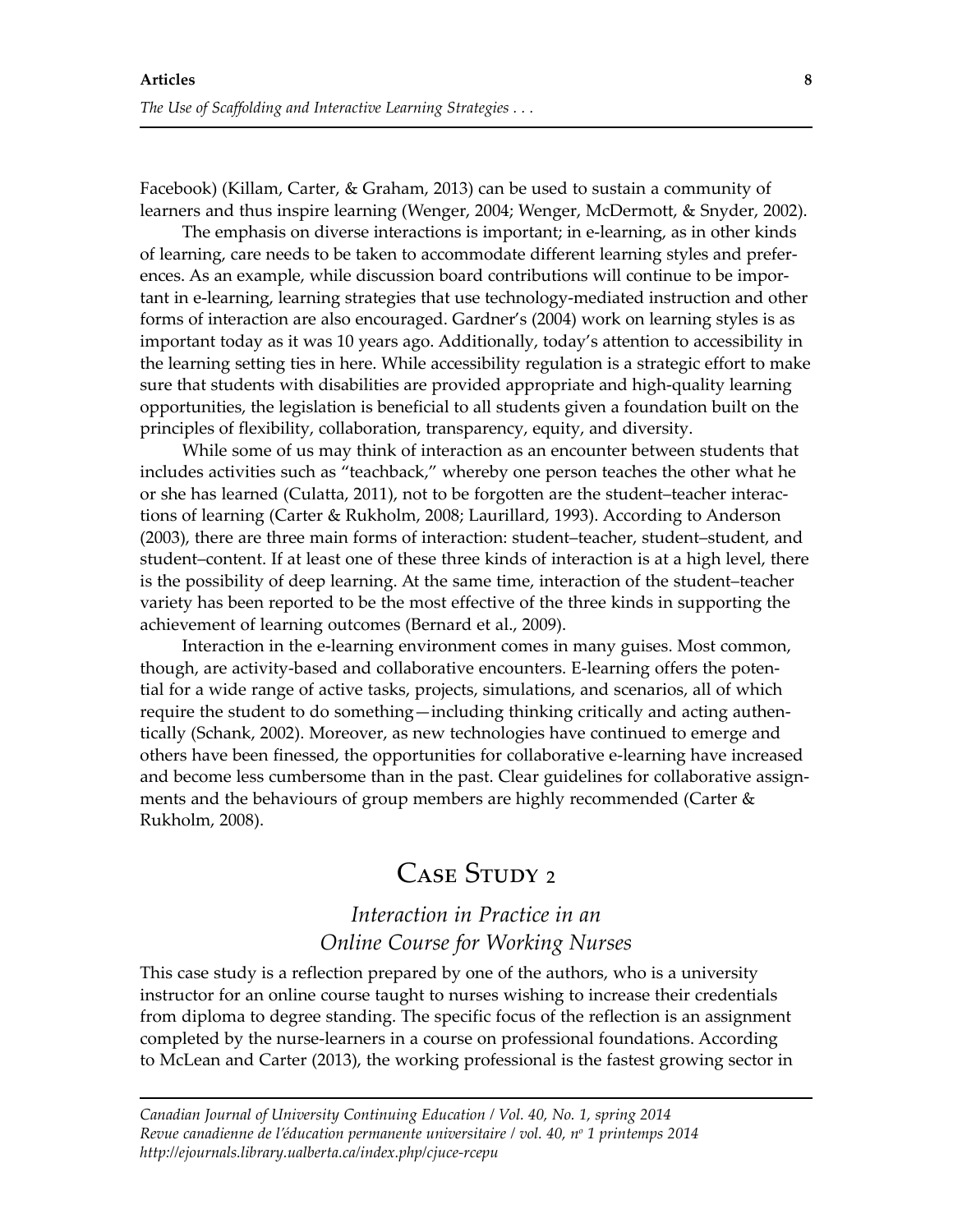Facebook) (Killam, Carter, & Graham, 2013) can be used to sustain a community of learners and thus inspire learning (Wenger, 2004; Wenger, McDermott, & Snyder, 2002).

The emphasis on diverse interactions is important; in e-learning, as in other kinds of learning, care needs to be taken to accommodate different learning styles and preferences. As an example, while discussion board contributions will continue to be important in e-learning, learning strategies that use technology-mediated instruction and other forms of interaction are also encouraged. Gardner's (2004) work on learning styles is as important today as it was 10 years ago. Additionally, today's attention to accessibility in the learning setting ties in here. While accessibility regulation is a strategic effort to make sure that students with disabilities are provided appropriate and high-quality learning opportunities, the legislation is beneficial to all students given a foundation built on the principles of flexibility, collaboration, transparency, equity, and diversity.

While some of us may think of interaction as an encounter between students that includes activities such as "teachback," whereby one person teaches the other what he or she has learned (Culatta, 2011), not to be forgotten are the student–teacher interactions of learning (Carter & Rukholm, 2008; Laurillard, 1993). According to Anderson (2003), there are three main forms of interaction: student–teacher, student–student, and student–content. If at least one of these three kinds of interaction is at a high level, there is the possibility of deep learning. At the same time, interaction of the student–teacher variety has been reported to be the most effective of the three kinds in supporting the achievement of learning outcomes (Bernard et al., 2009).

Interaction in the e-learning environment comes in many guises. Most common, though, are activity-based and collaborative encounters. E-learning offers the potential for a wide range of active tasks, projects, simulations, and scenarios, all of which require the student to do something—including thinking critically and acting authentically (Schank, 2002). Moreover, as new technologies have continued to emerge and others have been finessed, the opportunities for collaborative e-learning have increased and become less cumbersome than in the past. Clear guidelines for collaborative assignments and the behaviours of group members are highly recommended (Carter & Rukholm, 2008).

## Case Study 2

### *Interaction in Practice in an Online Course for Working Nurses*

This case study is a reflection prepared by one of the authors, who is a university instructor for an online course taught to nurses wishing to increase their credentials from diploma to degree standing. The specific focus of the reflection is an assignment completed by the nurse-learners in a course on professional foundations. According to McLean and Carter (2013), the working professional is the fastest growing sector in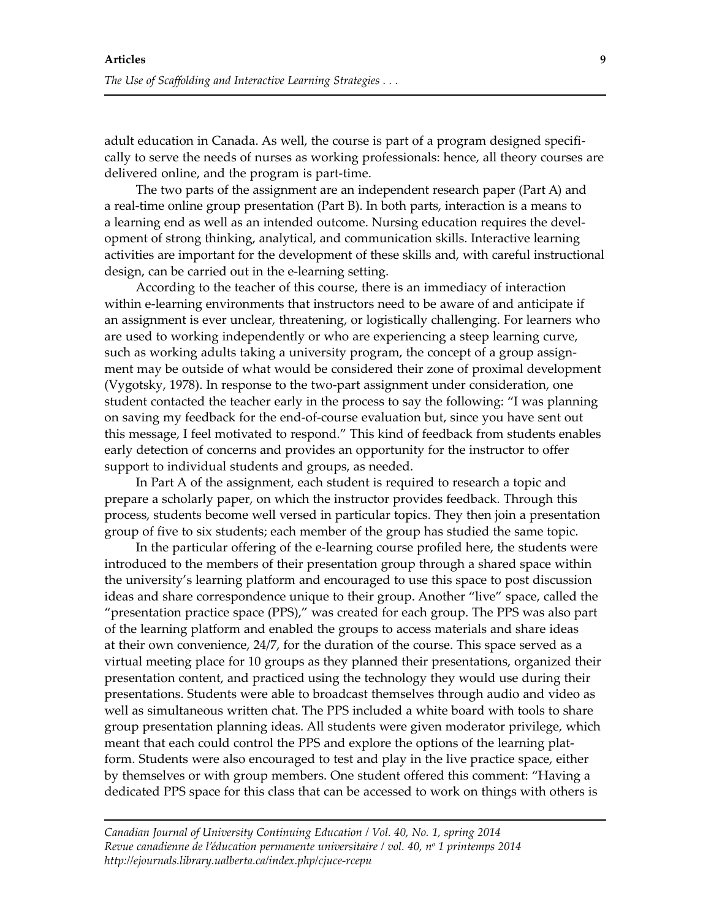adult education in Canada. As well, the course is part of a program designed specifically to serve the needs of nurses as working professionals: hence, all theory courses are delivered online, and the program is part-time.

The two parts of the assignment are an independent research paper (Part A) and a real-time online group presentation (Part B). In both parts, interaction is a means to a learning end as well as an intended outcome. Nursing education requires the development of strong thinking, analytical, and communication skills. Interactive learning activities are important for the development of these skills and, with careful instructional design, can be carried out in the e-learning setting.

According to the teacher of this course, there is an immediacy of interaction within e-learning environments that instructors need to be aware of and anticipate if an assignment is ever unclear, threatening, or logistically challenging. For learners who are used to working independently or who are experiencing a steep learning curve, such as working adults taking a university program, the concept of a group assignment may be outside of what would be considered their zone of proximal development (Vygotsky, 1978). In response to the two-part assignment under consideration, one student contacted the teacher early in the process to say the following: "I was planning on saving my feedback for the end-of-course evaluation but, since you have sent out this message, I feel motivated to respond." This kind of feedback from students enables early detection of concerns and provides an opportunity for the instructor to offer support to individual students and groups, as needed.

In Part A of the assignment, each student is required to research a topic and prepare a scholarly paper, on which the instructor provides feedback. Through this process, students become well versed in particular topics. They then join a presentation group of five to six students; each member of the group has studied the same topic.

In the particular offering of the e-learning course profiled here, the students were introduced to the members of their presentation group through a shared space within the university's learning platform and encouraged to use this space to post discussion ideas and share correspondence unique to their group. Another "live" space, called the "presentation practice space (PPS)," was created for each group. The PPS was also part of the learning platform and enabled the groups to access materials and share ideas at their own convenience, 24/7, for the duration of the course. This space served as a virtual meeting place for 10 groups as they planned their presentations, organized their presentation content, and practiced using the technology they would use during their presentations. Students were able to broadcast themselves through audio and video as well as simultaneous written chat. The PPS included a white board with tools to share group presentation planning ideas. All students were given moderator privilege, which meant that each could control the PPS and explore the options of the learning platform. Students were also encouraged to test and play in the live practice space, either by themselves or with group members. One student offered this comment: "Having a dedicated PPS space for this class that can be accessed to work on things with others is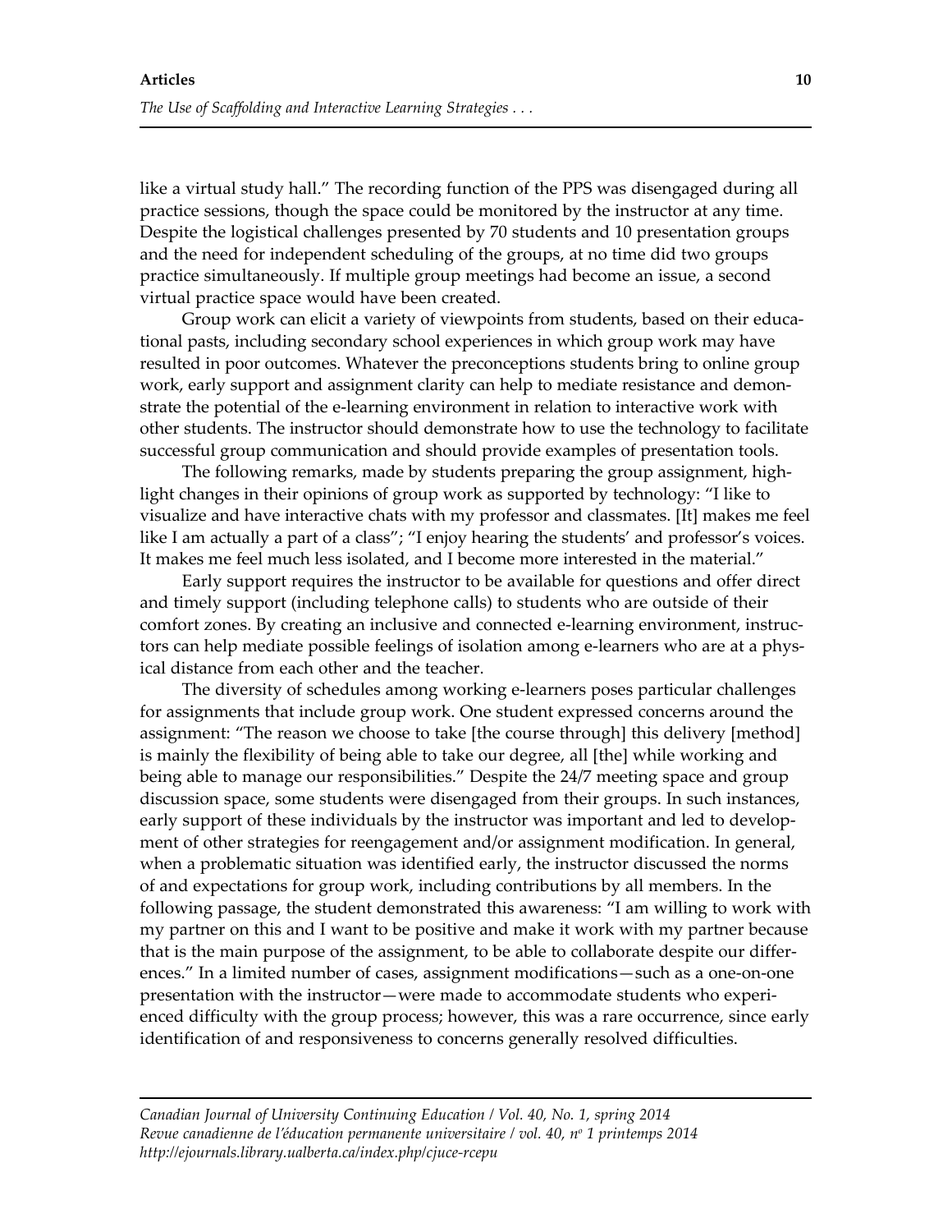like a virtual study hall." The recording function of the PPS was disengaged during all practice sessions, though the space could be monitored by the instructor at any time. Despite the logistical challenges presented by 70 students and 10 presentation groups and the need for independent scheduling of the groups, at no time did two groups practice simultaneously. If multiple group meetings had become an issue, a second virtual practice space would have been created.

Group work can elicit a variety of viewpoints from students, based on their educational pasts, including secondary school experiences in which group work may have resulted in poor outcomes. Whatever the preconceptions students bring to online group work, early support and assignment clarity can help to mediate resistance and demonstrate the potential of the e-learning environment in relation to interactive work with other students. The instructor should demonstrate how to use the technology to facilitate successful group communication and should provide examples of presentation tools.

The following remarks, made by students preparing the group assignment, highlight changes in their opinions of group work as supported by technology: "I like to visualize and have interactive chats with my professor and classmates. [It] makes me feel like I am actually a part of a class"; "I enjoy hearing the students' and professor's voices. It makes me feel much less isolated, and I become more interested in the material."

Early support requires the instructor to be available for questions and offer direct and timely support (including telephone calls) to students who are outside of their comfort zones. By creating an inclusive and connected e-learning environment, instructors can help mediate possible feelings of isolation among e-learners who are at a physical distance from each other and the teacher.

The diversity of schedules among working e-learners poses particular challenges for assignments that include group work. One student expressed concerns around the assignment: "The reason we choose to take [the course through] this delivery [method] is mainly the flexibility of being able to take our degree, all [the] while working and being able to manage our responsibilities." Despite the 24/7 meeting space and group discussion space, some students were disengaged from their groups. In such instances, early support of these individuals by the instructor was important and led to development of other strategies for reengagement and/or assignment modification. In general, when a problematic situation was identified early, the instructor discussed the norms of and expectations for group work, including contributions by all members. In the following passage, the student demonstrated this awareness: "I am willing to work with my partner on this and I want to be positive and make it work with my partner because that is the main purpose of the assignment, to be able to collaborate despite our differences." In a limited number of cases, assignment modifications—such as a one-on-one presentation with the instructor—were made to accommodate students who experienced difficulty with the group process; however, this was a rare occurrence, since early identification of and responsiveness to concerns generally resolved difficulties.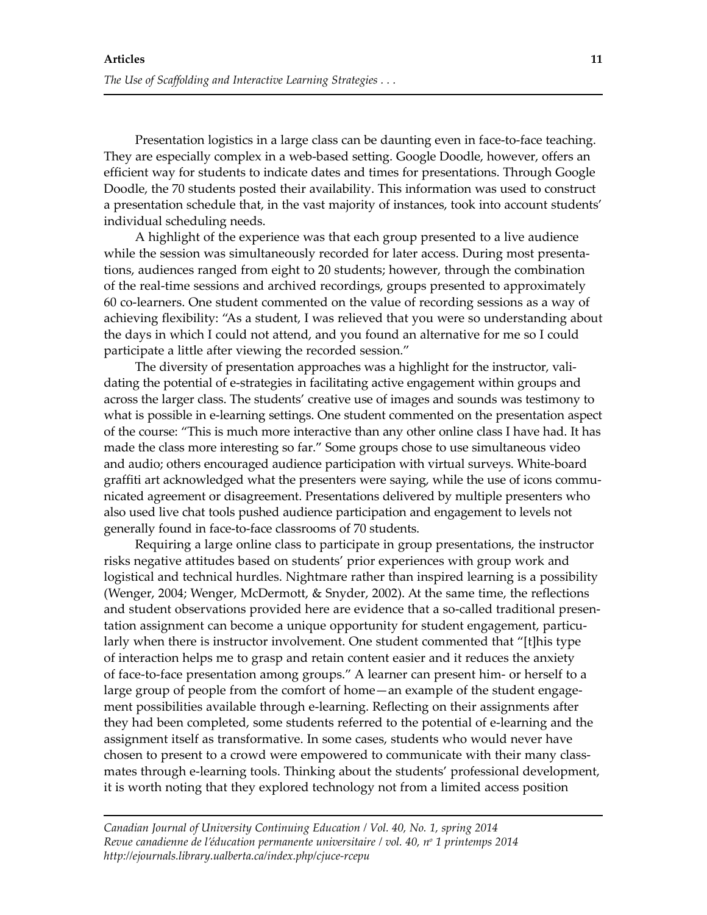Presentation logistics in a large class can be daunting even in face-to-face teaching. They are especially complex in a web-based setting. Google Doodle, however, offers an efficient way for students to indicate dates and times for presentations. Through Google Doodle, the 70 students posted their availability. This information was used to construct a presentation schedule that, in the vast majority of instances, took into account students' individual scheduling needs.

A highlight of the experience was that each group presented to a live audience while the session was simultaneously recorded for later access. During most presentations, audiences ranged from eight to 20 students; however, through the combination of the real-time sessions and archived recordings, groups presented to approximately 60 co-learners. One student commented on the value of recording sessions as a way of achieving flexibility: "As a student, I was relieved that you were so understanding about the days in which I could not attend, and you found an alternative for me so I could participate a little after viewing the recorded session."

The diversity of presentation approaches was a highlight for the instructor, validating the potential of e-strategies in facilitating active engagement within groups and across the larger class. The students' creative use of images and sounds was testimony to what is possible in e-learning settings. One student commented on the presentation aspect of the course: "This is much more interactive than any other online class I have had. It has made the class more interesting so far." Some groups chose to use simultaneous video and audio; others encouraged audience participation with virtual surveys. White-board graffiti art acknowledged what the presenters were saying, while the use of icons communicated agreement or disagreement. Presentations delivered by multiple presenters who also used live chat tools pushed audience participation and engagement to levels not generally found in face-to-face classrooms of 70 students.

Requiring a large online class to participate in group presentations, the instructor risks negative attitudes based on students' prior experiences with group work and logistical and technical hurdles. Nightmare rather than inspired learning is a possibility (Wenger, 2004; Wenger, McDermott, & Snyder, 2002). At the same time, the reflections and student observations provided here are evidence that a so-called traditional presentation assignment can become a unique opportunity for student engagement, particularly when there is instructor involvement. One student commented that "[t]his type of interaction helps me to grasp and retain content easier and it reduces the anxiety of face-to-face presentation among groups." A learner can present him- or herself to a large group of people from the comfort of home—an example of the student engagement possibilities available through e-learning. Reflecting on their assignments after they had been completed, some students referred to the potential of e-learning and the assignment itself as transformative. In some cases, students who would never have chosen to present to a crowd were empowered to communicate with their many classmates through e-learning tools. Thinking about the students' professional development, it is worth noting that they explored technology not from a limited access position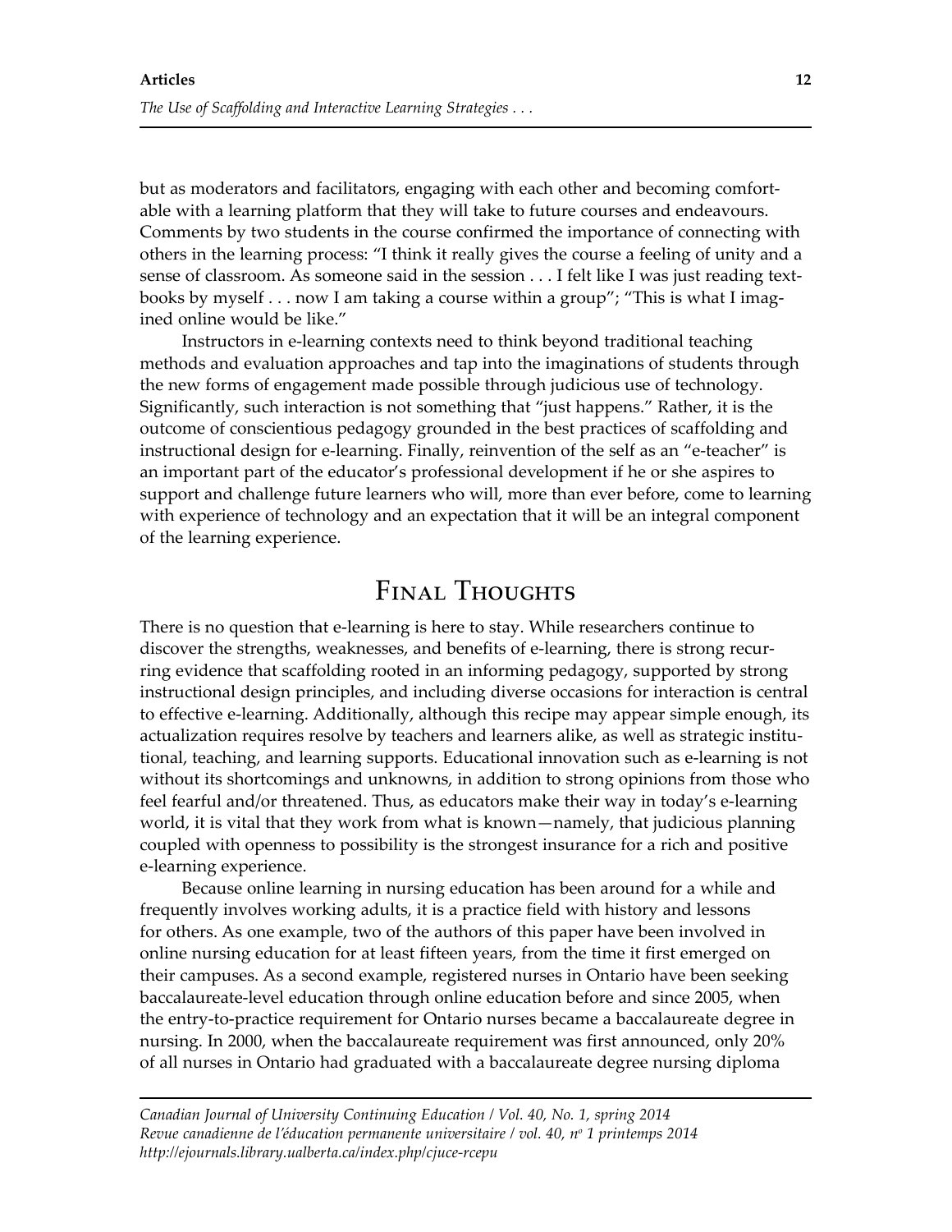but as moderators and facilitators, engaging with each other and becoming comfortable with a learning platform that they will take to future courses and endeavours. Comments by two students in the course confirmed the importance of connecting with others in the learning process: "I think it really gives the course a feeling of unity and a sense of classroom. As someone said in the session . . . I felt like I was just reading textbooks by myself . . . now I am taking a course within a group"; "This is what I imagined online would be like."

Instructors in e-learning contexts need to think beyond traditional teaching methods and evaluation approaches and tap into the imaginations of students through the new forms of engagement made possible through judicious use of technology. Significantly, such interaction is not something that "just happens." Rather, it is the outcome of conscientious pedagogy grounded in the best practices of scaffolding and instructional design for e-learning. Finally, reinvention of the self as an "e-teacher" is an important part of the educator's professional development if he or she aspires to support and challenge future learners who will, more than ever before, come to learning with experience of technology and an expectation that it will be an integral component of the learning experience.

## Final Thoughts

There is no question that e-learning is here to stay. While researchers continue to discover the strengths, weaknesses, and benefits of e-learning, there is strong recurring evidence that scaffolding rooted in an informing pedagogy, supported by strong instructional design principles, and including diverse occasions for interaction is central to effective e-learning. Additionally, although this recipe may appear simple enough, its actualization requires resolve by teachers and learners alike, as well as strategic institutional, teaching, and learning supports. Educational innovation such as e-learning is not without its shortcomings and unknowns, in addition to strong opinions from those who feel fearful and/or threatened. Thus, as educators make their way in today's e-learning world, it is vital that they work from what is known—namely, that judicious planning coupled with openness to possibility is the strongest insurance for a rich and positive e-learning experience.

Because online learning in nursing education has been around for a while and frequently involves working adults, it is a practice field with history and lessons for others. As one example, two of the authors of this paper have been involved in online nursing education for at least fifteen years, from the time it first emerged on their campuses. As a second example, registered nurses in Ontario have been seeking baccalaureate-level education through online education before and since 2005, when the entry-to-practice requirement for Ontario nurses became a baccalaureate degree in nursing. In 2000, when the baccalaureate requirement was first announced, only 20% of all nurses in Ontario had graduated with a baccalaureate degree nursing diploma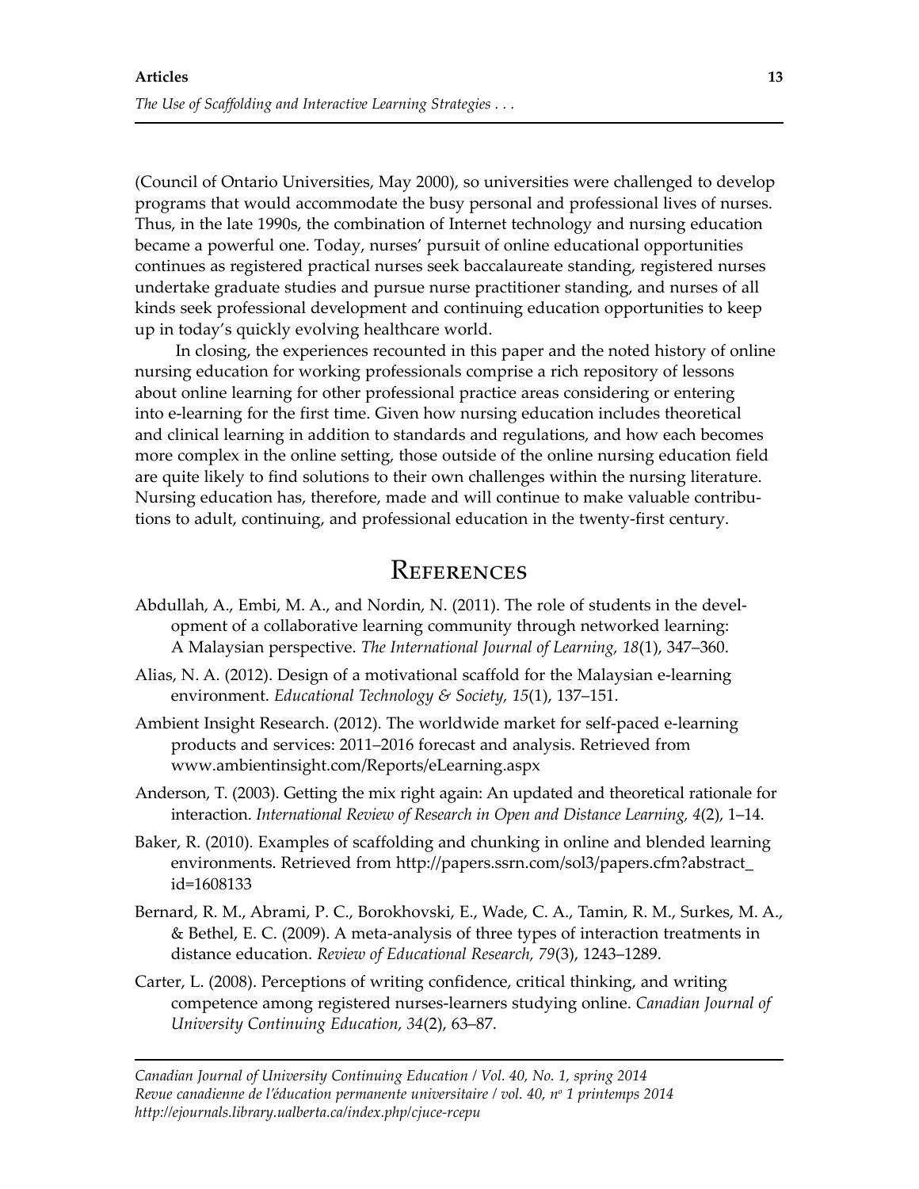(Council of Ontario Universities, May 2000), so universities were challenged to develop programs that would accommodate the busy personal and professional lives of nurses. Thus, in the late 1990s, the combination of Internet technology and nursing education became a powerful one. Today, nurses' pursuit of online educational opportunities continues as registered practical nurses seek baccalaureate standing, registered nurses undertake graduate studies and pursue nurse practitioner standing, and nurses of all kinds seek professional development and continuing education opportunities to keep up in today's quickly evolving healthcare world.

In closing, the experiences recounted in this paper and the noted history of online nursing education for working professionals comprise a rich repository of lessons about online learning for other professional practice areas considering or entering into e-learning for the first time. Given how nursing education includes theoretical and clinical learning in addition to standards and regulations, and how each becomes more complex in the online setting, those outside of the online nursing education field are quite likely to find solutions to their own challenges within the nursing literature. Nursing education has, therefore, made and will continue to make valuable contributions to adult, continuing, and professional education in the twenty-first century.

## References

Abdullah, A., Embi, M. A., and Nordin, N. (2011). The role of students in the development of a collaborative learning community through networked learning: A Malaysian perspective. *The International Journal of Learning, 18*(1), 347–360.

Alias, N. A. (2012). Design of a motivational scaffold for the Malaysian e-learning environment. *Educational Technology & Society, 15*(1), 137–151.

Ambient Insight Research. (2012). The worldwide market for self-paced e-learning products and services: 2011–2016 forecast and analysis. Retrieved from www.ambientinsight.com/Reports/eLearning.aspx

Anderson, T. (2003). Getting the mix right again: An updated and theoretical rationale for interaction. *International Review of Research in Open and Distance Learning, 4*(2), 1–14.

Baker, R. (2010). Examples of scaffolding and chunking in online and blended learning environments. Retrieved from http://papers.ssrn.com/sol3/papers.cfm?abstract_id=1608133

Bernard, R. M., Abrami, P. C., Borokhovski, E., Wade, C. A., Tamin, R. M., Surkes, M. A., & Bethel, E. C. (2009). A meta-analysis of three types of interaction treatments in distance education. *Review of Educational Research, 79*(3), 1243–1289.

Carter, L. (2008). Perceptions of writing confidence, critical thinking, and writing competence among registered nurses-learners studying online. *Canadian Journal of University Continuing Education, 34*(2), 63–87.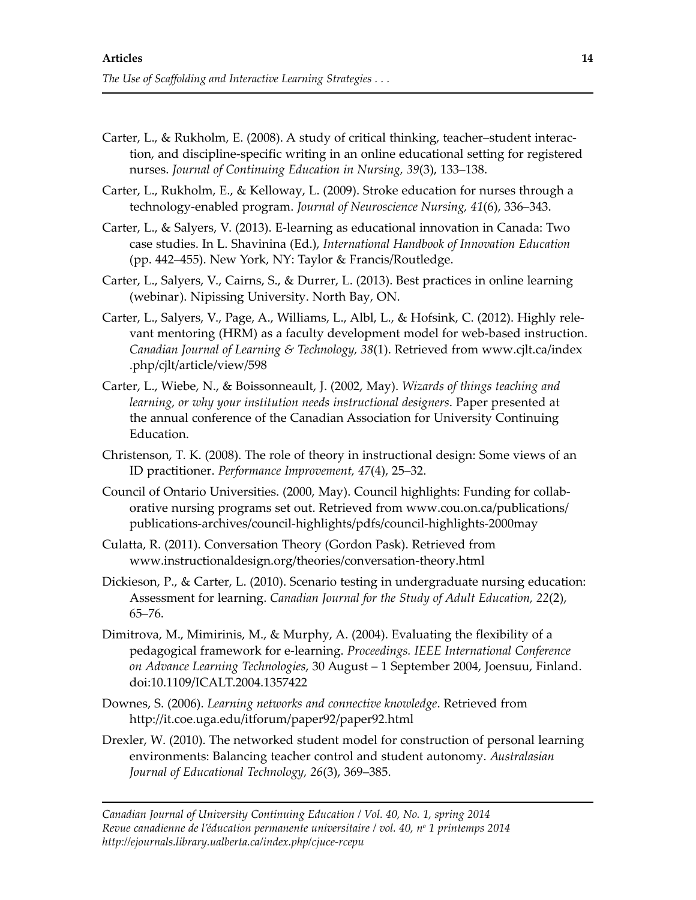Carter, L., & Rukholm, E. (2008). A study of critical thinking, teacher–student interaction, and discipline-specific writing in an online educational setting for registered nurses. *Journal of Continuing Education in Nursing, 39*(3), 133–138.

Carter, L., Rukholm, E., & Kelloway, L. (2009). Stroke education for nurses through a technology-enabled program. *Journal of Neuroscience Nursing, 41*(6), 336–343.

Carter, L., & Salyers, V. (2013). E-learning as educational innovation in Canada: Two case studies. In L. Shavinina (Ed.), *International Handbook of Innovation Education* (pp. 442–455). New York, NY: Taylor & Francis/Routledge.

Carter, L., Salyers, V., Cairns, S., & Durrer, L. (2013). Best practices in online learning (webinar). Nipissing University. North Bay, ON.

Carter, L., Salyers, V., Page, A., Williams, L., Albl, L., & Hofsink, C. (2012). Highly relevant mentoring (HRM) as a faculty development model for web-based instruction. *Canadian Journal of Learning & Technology, 38*(1). Retrieved from www.cjlt.ca/index.php/cjlt/article/view/598

Carter, L., Wiebe, N., & Boissonneault, J. (2002, May). *Wizards of things teaching and learning, or why your institution needs instructional designers*. Paper presented at the annual conference of the Canadian Association for University Continuing Education.

Christenson, T. K. (2008). The role of theory in instructional design: Some views of an ID practitioner. *Performance Improvement, 47*(4), 25–32.

Council of Ontario Universities. (2000, May). Council highlights: Funding for collaborative nursing programs set out. Retrieved from www.cou.on.ca/publications/publications-archives/council-highlights/pdfs/council-highlights-2000may

Culatta, R. (2011). Conversation Theory (Gordon Pask). Retrieved from www.instructionaldesign.org/theories/conversation-theory.html

Dickieson, P., & Carter, L. (2010). Scenario testing in undergraduate nursing education: Assessment for learning. *Canadian Journal for the Study of Adult Education, 22*(2), 65–76.

Dimitrova, M., Mimirinis, M., & Murphy, A. (2004). Evaluating the flexibility of a pedagogical framework for e-learning. *Proceedings. IEEE International Conference on Advance Learning Technologies*, 30 August – 1 September 2004, Joensuu, Finland. doi:10.1109/ICALT.2004.1357422

Downes, S. (2006). *Learning networks and connective knowledge*. Retrieved from http://it.coe.uga.edu/itforum/paper92/paper92.html

Drexler, W. (2010). The networked student model for construction of personal learning environments: Balancing teacher control and student autonomy. *Australasian Journal of Educational Technology, 26*(3), 369–385.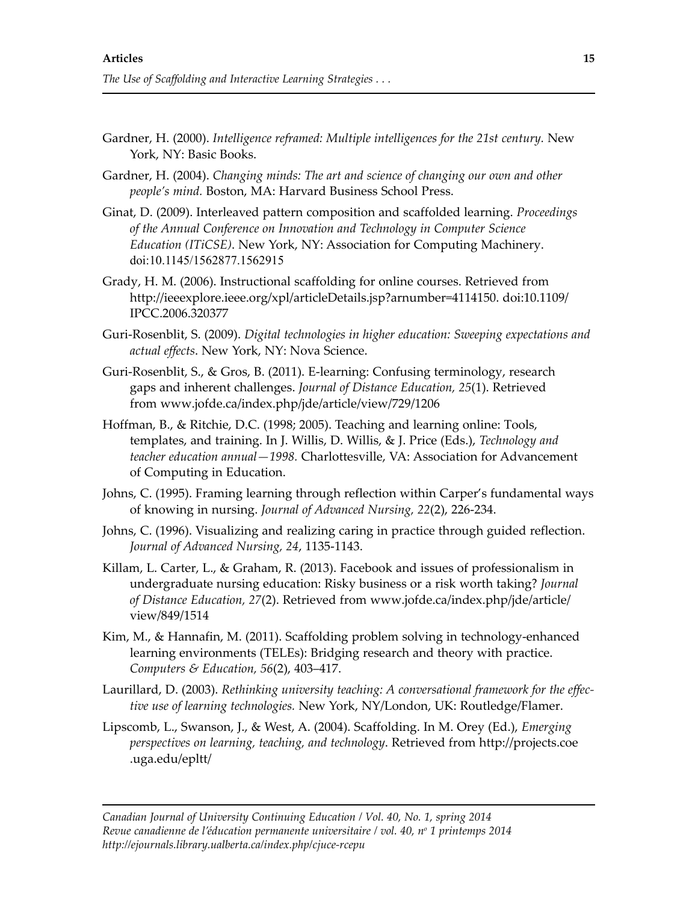Gardner, H. (2000). *Intelligence reframed: Multiple intelligences for the 21st century.* New York, NY: Basic Books.

Gardner, H. (2004). *Changing minds: The art and science of changing our own and other people's mind.* Boston, MA: Harvard Business School Press.

Ginat, D. (2009). Interleaved pattern composition and scaffolded learning. *Proceedings of the Annual Conference on Innovation and Technology in Computer Science Education (ITiCSE)*. New York, NY: Association for Computing Machinery. doi:10.1145/1562877.1562915

Grady, H. M. (2006). Instructional scaffolding for online courses. Retrieved from http://ieeexplore.ieee.org/xpl/articleDetails.jsp?arnumber=4114150. doi:10.1109/IPCC.2006.320377

Guri-Rosenblit, S. (2009). *Digital technologies in higher education: Sweeping expectations and actual effects*. New York, NY: Nova Science.

Guri-Rosenblit, S., & Gros, B. (2011). E-learning: Confusing terminology, research gaps and inherent challenges. *Journal of Distance Education, 25*(1). Retrieved from www.jofde.ca/index.php/jde/article/view/729/1206

Hoffman, B., & Ritchie, D.C. (1998; 2005). Teaching and learning online: Tools, templates, and training. In J. Willis, D. Willis, & J. Price (Eds.), *Technology and teacher education annual—1998.* Charlottesville, VA: Association for Advancement of Computing in Education.

Johns, C. (1995). Framing learning through reflection within Carper's fundamental ways of knowing in nursing. *Journal of Advanced Nursing, 22*(2), 226-234.

Johns, C. (1996). Visualizing and realizing caring in practice through guided reflection. *Journal of Advanced Nursing, 24*, 1135-1143.

Killam, L. Carter, L., & Graham, R. (2013). Facebook and issues of professionalism in undergraduate nursing education: Risky business or a risk worth taking? *Journal of Distance Education, 27*(2). Retrieved from www.jofde.ca/index.php/jde/article/view/849/1514

Kim, M., & Hannafin, M. (2011). Scaffolding problem solving in technology-enhanced learning environments (TELEs): Bridging research and theory with practice. *Computers & Education, 56*(2), 403–417.

Laurillard, D. (2003). *Rethinking university teaching: A conversational framework for the effective use of learning technologies.* New York, NY/London, UK: Routledge/Flamer.

Lipscomb, L., Swanson, J., & West, A. (2004). Scaffolding. In M. Orey (Ed.), *Emerging perspectives on learning, teaching, and technology*. Retrieved from http://projects.coe.uga.edu/epltt/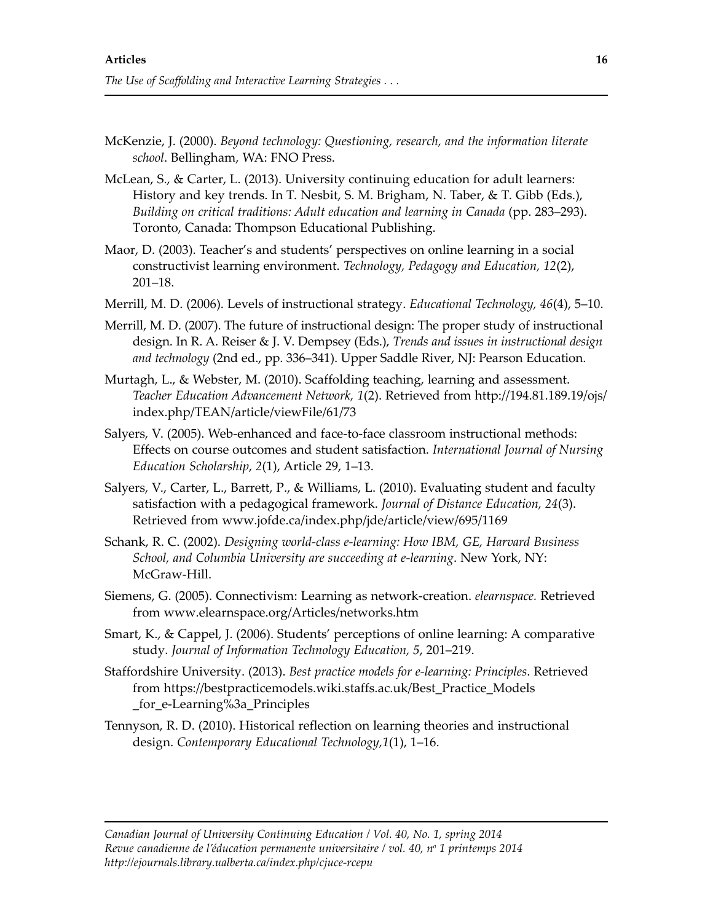McKenzie, J. (2000). *Beyond technology: Questioning, research, and the information literate school*. Bellingham, WA: FNO Press.

McLean, S., & Carter, L. (2013). University continuing education for adult learners: History and key trends. In T. Nesbit, S. M. Brigham, N. Taber, & T. Gibb (Eds.), *Building on critical traditions: Adult education and learning in Canada* (pp. 283–293). Toronto, Canada: Thompson Educational Publishing.

Maor, D. (2003). Teacher's and students' perspectives on online learning in a social constructivist learning environment. *Technology, Pedagogy and Education, 12*(2), 201–18.

Merrill, M. D. (2006). Levels of instructional strategy. *Educational Technology, 46*(4), 5–10.

Merrill, M. D. (2007). The future of instructional design: The proper study of instructional design. In R. A. Reiser & J. V. Dempsey (Eds.), *Trends and issues in instructional design and technology* (2nd ed., pp. 336–341). Upper Saddle River, NJ: Pearson Education.

Murtagh, L., & Webster, M. (2010). Scaffolding teaching, learning and assessment. *Teacher Education Advancement Network, 1*(2). Retrieved from http://194.81.189.19/ojs/index.php/TEAN/article/viewFile/61/73

Salyers, V. (2005). Web-enhanced and face-to-face classroom instructional methods: Effects on course outcomes and student satisfaction. *International Journal of Nursing Education Scholarship, 2*(1), Article 29, 1–13.

Salyers, V., Carter, L., Barrett, P., & Williams, L. (2010). Evaluating student and faculty satisfaction with a pedagogical framework. *Journal of Distance Education, 24*(3). Retrieved from www.jofde.ca/index.php/jde/article/view/695/1169

Schank, R. C. (2002). *Designing world-class e-learning: How IBM, GE, Harvard Business School, and Columbia University are succeeding at e-learning*. New York, NY: McGraw-Hill.

Siemens, G. (2005). Connectivism: Learning as network-creation. *elearnspace.* Retrieved from www.elearnspace.org/Articles/networks.htm

Smart, K., & Cappel, J. (2006). Students' perceptions of online learning: A comparative study. *Journal of Information Technology Education, 5*, 201–219.

Staffordshire University. (2013). *Best practice models for e-learning: Principles*. Retrieved from https://bestpracticemodels.wiki.staffs.ac.uk/Best_Practice_Models_for_e-Learning%3a_Principles

Tennyson, R. D. (2010). Historical reflection on learning theories and instructional design. *Contemporary Educational Technology,1*(1), 1–16.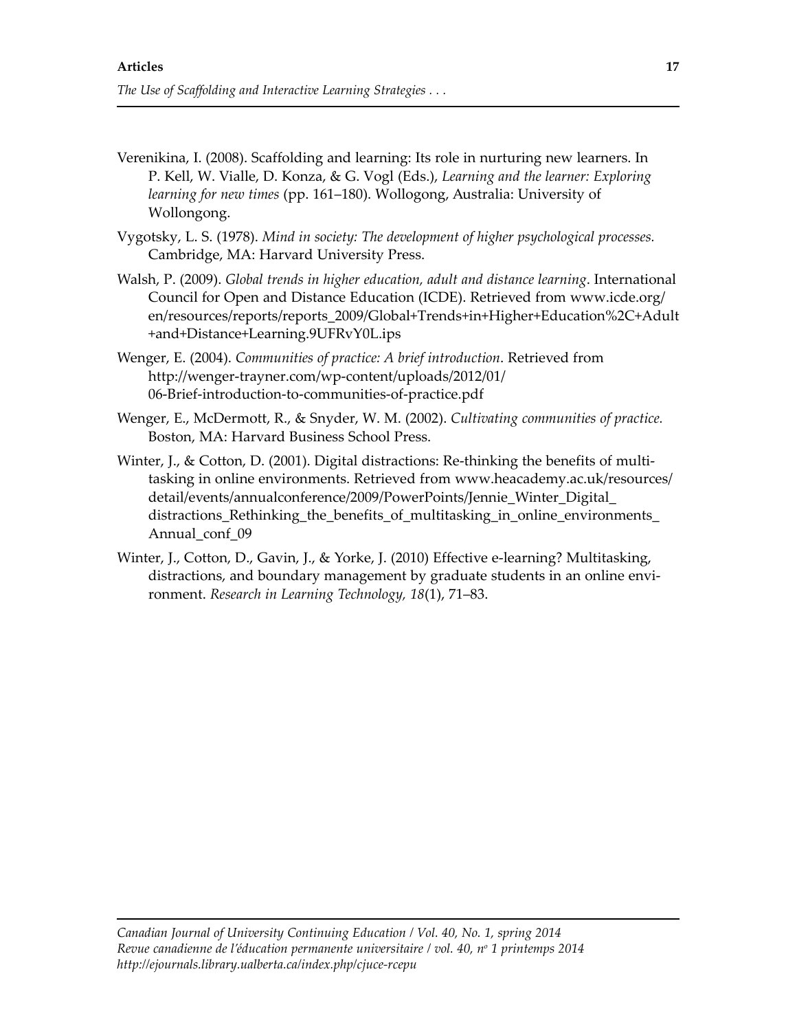Verenikina, I. (2008). Scaffolding and learning: Its role in nurturing new learners. In P. Kell, W. Vialle, D. Konza, & G. Vogl (Eds.), *Learning and the learner: Exploring learning for new times* (pp. 161–180). Wollogong, Australia: University of Wollongong.

Vygotsky, L. S. (1978). *Mind in society: The development of higher psychological processes.* Cambridge, MA: Harvard University Press.

Walsh, P. (2009). *Global trends in higher education, adult and distance learning*. International Council for Open and Distance Education (ICDE). Retrieved from www.icde.org/en/resources/reports/reports_2009/Global+Trends+in+Higher+Education%2C+Adult+and+Distance+Learning.9UFRvY0L.ips

Wenger, E. (2004). *Communities of practice: A brief introduction*. Retrieved from http://wenger-trayner.com/wp-content/uploads/2012/01/06-Brief-introduction-to-communities-of-practice.pdf

Wenger, E., McDermott, R., & Snyder, W. M. (2002). *Cultivating communities of practice.* Boston, MA: Harvard Business School Press.

Winter, J., & Cotton, D. (2001). Digital distractions: Re-thinking the benefits of multi-tasking in online environments. Retrieved from www.heacademy.ac.uk/resources/detail/events/annualconference/2009/PowerPoints/Jennie_Winter_Digital_distractions_Rethinking_the_benefits_of_multitasking_in_online_environments_Annual_conf_09

Winter, J., Cotton, D., Gavin, J., & Yorke, J. (2010) Effective e-learning? Multitasking, distractions, and boundary management by graduate students in an online environment. *Research in Learning Technology, 18*(1), 71–83.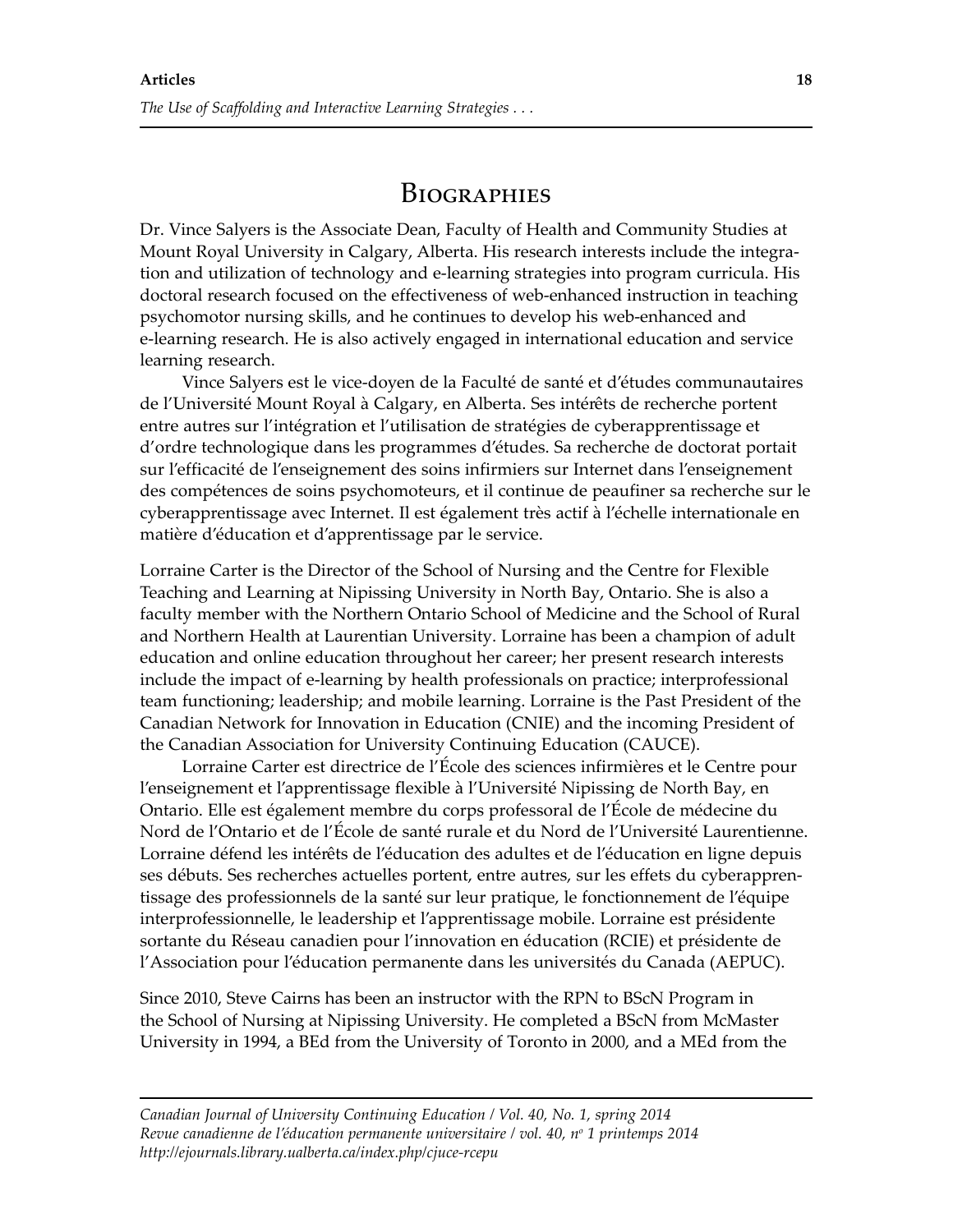# Biographies

Dr. Vince Salyers is the Associate Dean, Faculty of Health and Community Studies at Mount Royal University in Calgary, Alberta. His research interests include the integration and utilization of technology and e-learning strategies into program curricula. His doctoral research focused on the effectiveness of web-enhanced instruction in teaching psychomotor nursing skills, and he continues to develop his web-enhanced and e-learning research. He is also actively engaged in international education and service learning research.

Vince Salyers est le vice-doyen de la Faculté de santé et d'études communautaires de l'Université Mount Royal à Calgary, en Alberta. Ses intérêts de recherche portent entre autres sur l'intégration et l'utilisation de stratégies de cyberapprentissage et d'ordre technologique dans les programmes d'études. Sa recherche de doctorat portait sur l'efficacité de l'enseignement des soins infirmiers sur Internet dans l'enseignement des compétences de soins psychomoteurs, et il continue de peaufiner sa recherche sur le cyberapprentissage avec Internet. Il est également très actif à l'échelle internationale en matière d'éducation et d'apprentissage par le service.

Lorraine Carter is the Director of the School of Nursing and the Centre for Flexible Teaching and Learning at Nipissing University in North Bay, Ontario. She is also a faculty member with the Northern Ontario School of Medicine and the School of Rural and Northern Health at Laurentian University. Lorraine has been a champion of adult education and online education throughout her career; her present research interests include the impact of e-learning by health professionals on practice; interprofessional team functioning; leadership; and mobile learning. Lorraine is the Past President of the Canadian Network for Innovation in Education (CNIE) and the incoming President of the Canadian Association for University Continuing Education (CAUCE).

Lorraine Carter est directrice de l'École des sciences infirmières et le Centre pour l'enseignement et l'apprentissage flexible à l'Université Nipissing de North Bay, en Ontario. Elle est également membre du corps professoral de l'École de médecine du Nord de l'Ontario et de l'École de santé rurale et du Nord de l'Université Laurentienne. Lorraine défend les intérêts de l'éducation des adultes et de l'éducation en ligne depuis ses débuts. Ses recherches actuelles portent, entre autres, sur les effets du cyberapprentissage des professionnels de la santé sur leur pratique, le fonctionnement de l'équipe interprofessionnelle, le leadership et l'apprentissage mobile. Lorraine est présidente sortante du Réseau canadien pour l'innovation en éducation (RCIE) et présidente de l'Association pour l'éducation permanente dans les universités du Canada (AEPUC).

Since 2010, Steve Cairns has been an instructor with the RPN to BScN Program in the School of Nursing at Nipissing University. He completed a BScN from McMaster University in 1994, a BEd from the University of Toronto in 2000, and a MEd from the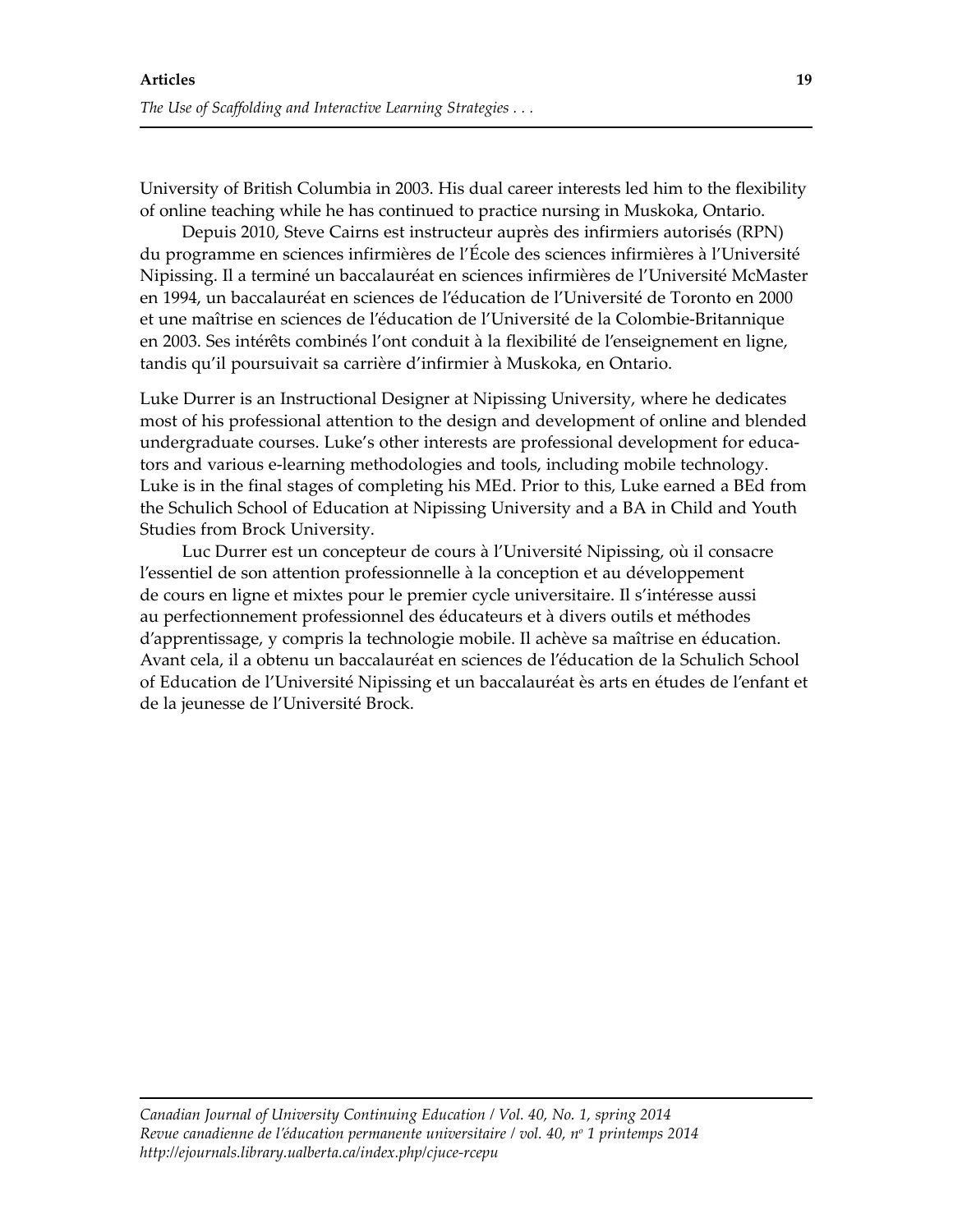University of British Columbia in 2003. His dual career interests led him to the flexibility of online teaching while he has continued to practice nursing in Muskoka, Ontario.

Depuis 2010, Steve Cairns est instructeur auprès des infirmiers autorisés (RPN) du programme en sciences infirmières de l'École des sciences infirmières à l'Université Nipissing. Il a terminé un baccalauréat en sciences infirmières de l'Université McMaster en 1994, un baccalauréat en sciences de l'éducation de l'Université de Toronto en 2000 et une maîtrise en sciences de l'éducation de l'Université de la Colombie-Britannique en 2003. Ses intérêts combinés l'ont conduit à la flexibilité de l'enseignement en ligne, tandis qu'il poursuivait sa carrière d'infirmier à Muskoka, en Ontario.

Luke Durrer is an Instructional Designer at Nipissing University, where he dedicates most of his professional attention to the design and development of online and blended undergraduate courses. Luke's other interests are professional development for educators and various e-learning methodologies and tools, including mobile technology. Luke is in the final stages of completing his MEd. Prior to this, Luke earned a BEd from the Schulich School of Education at Nipissing University and a BA in Child and Youth Studies from Brock University.

Luc Durrer est un concepteur de cours à l'Université Nipissing, où il consacre l'essentiel de son attention professionnelle à la conception et au développement de cours en ligne et mixtes pour le premier cycle universitaire. Il s'intéresse aussi au perfectionnement professionnel des éducateurs et à divers outils et méthodes d'apprentissage, y compris la technologie mobile. Il achève sa maîtrise en éducation. Avant cela, il a obtenu un baccalauréat en sciences de l'éducation de la Schulich School of Education de l'Université Nipissing et un baccalauréat ès arts en études de l'enfant et de la jeunesse de l'Université Brock.